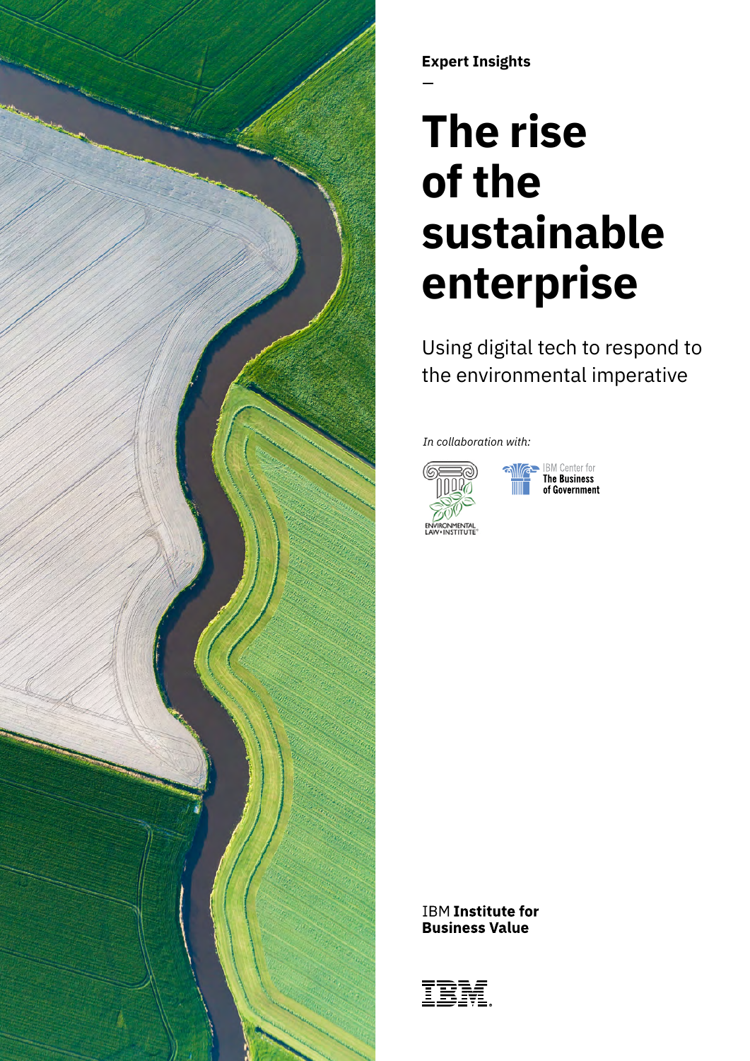**Expert Insights**

# The rise of the sustainable enterprise

Using digital tech to respond to the environmental imperative

*In collaboration with:*

ENVIRONMENTAL LAW • INSTITUTE

IBM Center for The Business of Government

IBM **Institute for Business Value**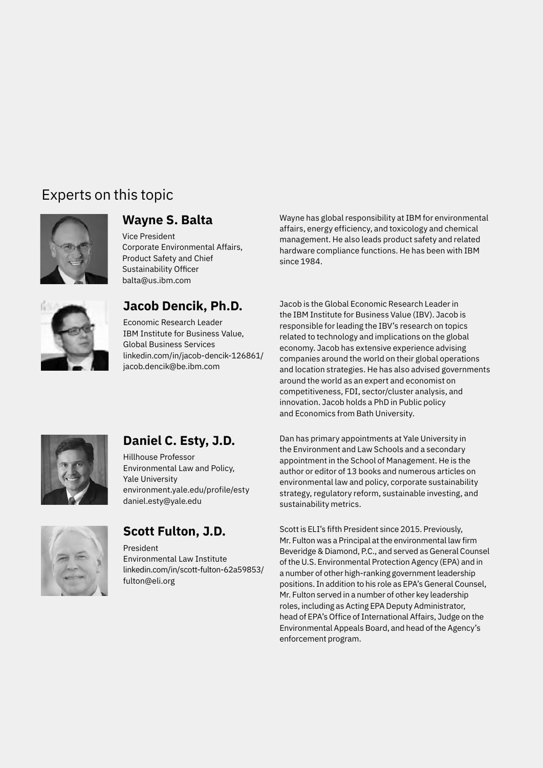## Experts on this topic

### Wayne S. Balta

Vice President
Corporate Environmental Affairs, Product Safety and Chief Sustainability Officer
balta@us.ibm.com

Wayne has global responsibility at IBM for environmental affairs, energy efficiency, and toxicology and chemical management. He also leads product safety and related hardware compliance functions. He has been with IBM since 1984.

### Jacob Dencik, Ph.D.

Economic Research Leader
IBM Institute for Business Value, Global Business Services
linkedin.com/in/jacob-dencik-126861/
jacob.dencik@be.ibm.com

Jacob is the Global Economic Research Leader in the IBM Institute for Business Value (IBV). Jacob is responsible for leading the IBV's research on topics related to technology and implications on the global economy. Jacob has extensive experience advising companies around the world on their global operations and location strategies. He has also advised governments around the world as an expert and economist on competitiveness, FDI, sector/cluster analysis, and innovation. Jacob holds a PhD in Public policy and Economics from Bath University.

### Daniel C. Esty, J.D.

Hillhouse Professor
Environmental Law and Policy, Yale University
environment.yale.edu/profile/esty
daniel.esty@yale.edu

Dan has primary appointments at Yale University in the Environment and Law Schools and a secondary appointment in the School of Management. He is the author or editor of 13 books and numerous articles on environmental law and policy, corporate sustainability strategy, regulatory reform, sustainable investing, and sustainability metrics.

### Scott Fulton, J.D.

President
Environmental Law Institute
linkedin.com/in/scott-fulton-62a59853/
fulton@eli.org

Scott is ELI's fifth President since 2015. Previously, Mr. Fulton was a Principal at the environmental law firm Beveridge & Diamond, P.C., and served as General Counsel of the U.S. Environmental Protection Agency (EPA) and in a number of other high-ranking government leadership positions. In addition to his role as EPA's General Counsel, Mr. Fulton served in a number of other key leadership roles, including as Acting EPA Deputy Administrator, head of EPA's Office of International Affairs, Judge on the Environmental Appeals Board, and head of the Agency's enforcement program.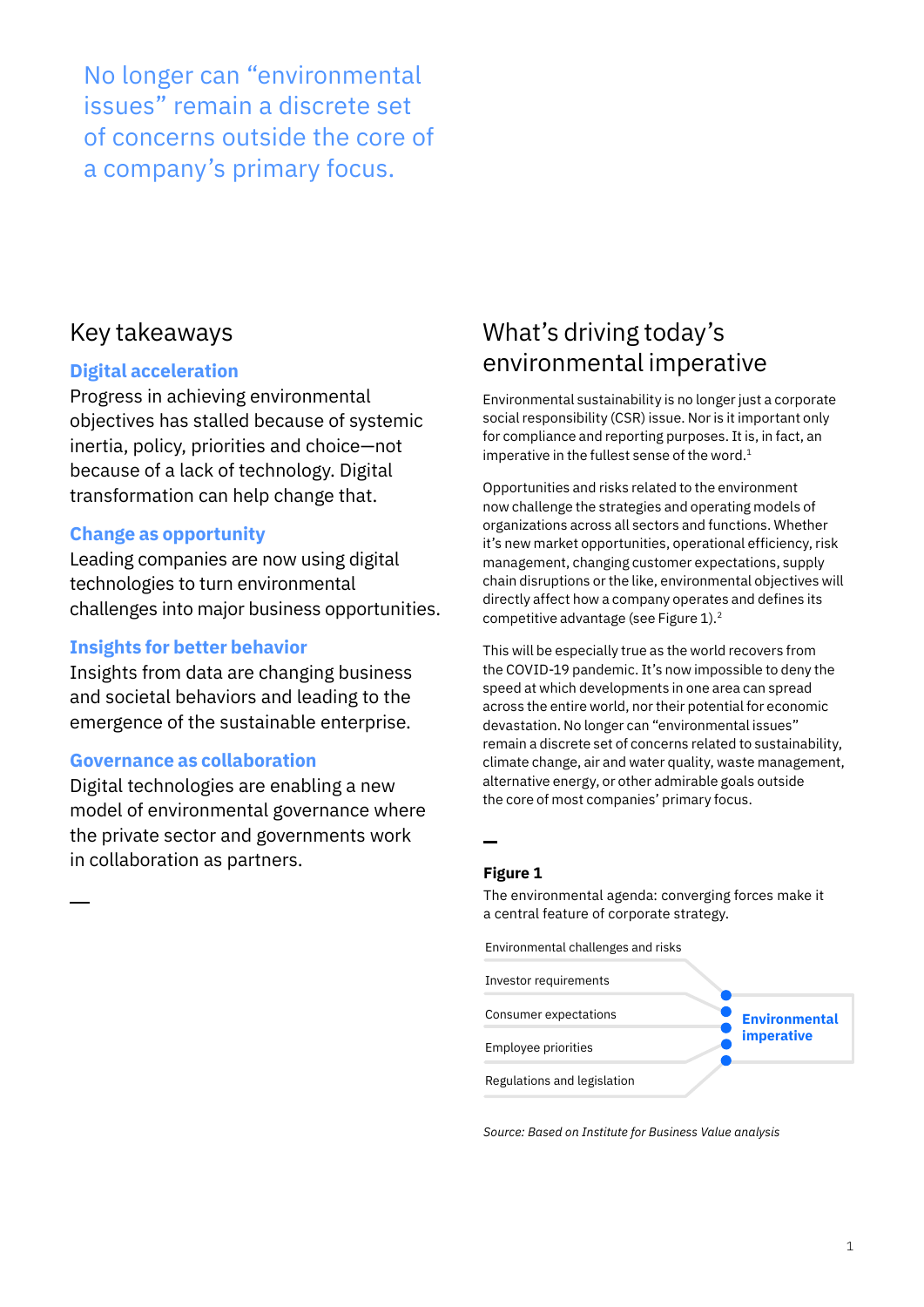No longer can "environmental issues" remain a discrete set of concerns outside the core of a company's primary focus.

## Key takeaways

**Digital acceleration**

Progress in achieving environmental objectives has stalled because of systemic inertia, policy, priorities and choice—not because of a lack of technology. Digital transformation can help change that.

**Change as opportunity**

Leading companies are now using digital technologies to turn environmental challenges into major business opportunities.

**Insights for better behavior**

Insights from data are changing business and societal behaviors and leading to the emergence of the sustainable enterprise.

**Governance as collaboration**

Digital technologies are enabling a new model of environmental governance where the private sector and governments work in collaboration as partners.

## What's driving today's environmental imperative

Environmental sustainability is no longer just a corporate social responsibility (CSR) issue. Nor is it important only for compliance and reporting purposes. It is, in fact, an imperative in the fullest sense of the word.[1]

Opportunities and risks related to the environment now challenge the strategies and operating models of organizations across all sectors and functions. Whether it's new market opportunities, operational efficiency, risk management, changing customer expectations, supply chain disruptions or the like, environmental objectives will directly affect how a company operates and defines its competitive advantage (see Figure 1).[2]

This will be especially true as the world recovers from the COVID-19 pandemic. It's now impossible to deny the speed at which developments in one area can spread across the entire world, nor their potential for economic devastation. No longer can "environmental issues" remain a discrete set of concerns related to sustainability, climate change, air and water quality, waste management, alternative energy, or other admirable goals outside the core of most companies' primary focus.

**Figure 1**

The environmental agenda: converging forces make it a central feature of corporate strategy.

- Environmental challenges and risks
- Investor requirements
- Consumer expectations
- Employee priorities
- Regulations and legislation

→ **Environmental imperative**

*Source: Based on Institute for Business Value analysis*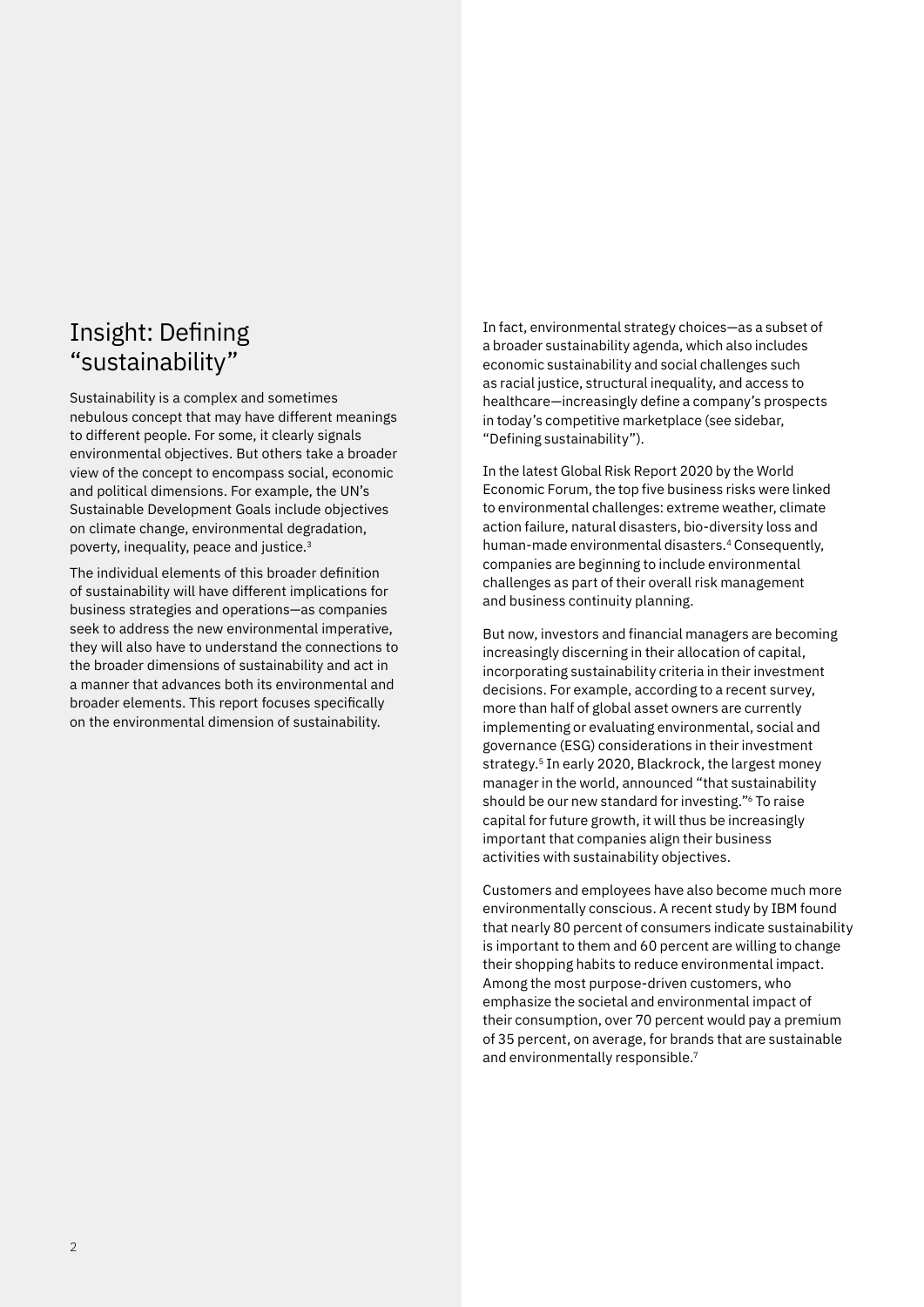## Insight: Defining "sustainability"

Sustainability is a complex and sometimes nebulous concept that may have different meanings to different people. For some, it clearly signals environmental objectives. But others take a broader view of the concept to encompass social, economic and political dimensions. For example, the UN's Sustainable Development Goals include objectives on climate change, environmental degradation, poverty, inequality, peace and justice.[3]

The individual elements of this broader definition of sustainability will have different implications for business strategies and operations—as companies seek to address the new environmental imperative, they will also have to understand the connections to the broader dimensions of sustainability and act in a manner that advances both its environmental and broader elements. This report focuses specifically on the environmental dimension of sustainability.

In fact, environmental strategy choices—as a subset of a broader sustainability agenda, which also includes economic sustainability and social challenges such as racial justice, structural inequality, and access to healthcare—increasingly define a company's prospects in today's competitive marketplace (see sidebar, "Defining sustainability").

In the latest Global Risk Report 2020 by the World Economic Forum, the top five business risks were linked to environmental challenges: extreme weather, climate action failure, natural disasters, bio-diversity loss and human-made environmental disasters.[4] Consequently, companies are beginning to include environmental challenges as part of their overall risk management and business continuity planning.

But now, investors and financial managers are becoming increasingly discerning in their allocation of capital, incorporating sustainability criteria in their investment decisions. For example, according to a recent survey, more than half of global asset owners are currently implementing or evaluating environmental, social and governance (ESG) considerations in their investment strategy.[5] In early 2020, Blackrock, the largest money manager in the world, announced "that sustainability should be our new standard for investing."[6] To raise capital for future growth, it will thus be increasingly important that companies align their business activities with sustainability objectives.

Customers and employees have also become much more environmentally conscious. A recent study by IBM found that nearly 80 percent of consumers indicate sustainability is important to them and 60 percent are willing to change their shopping habits to reduce environmental impact. Among the most purpose-driven customers, who emphasize the societal and environmental impact of their consumption, over 70 percent would pay a premium of 35 percent, on average, for brands that are sustainable and environmentally responsible.[7]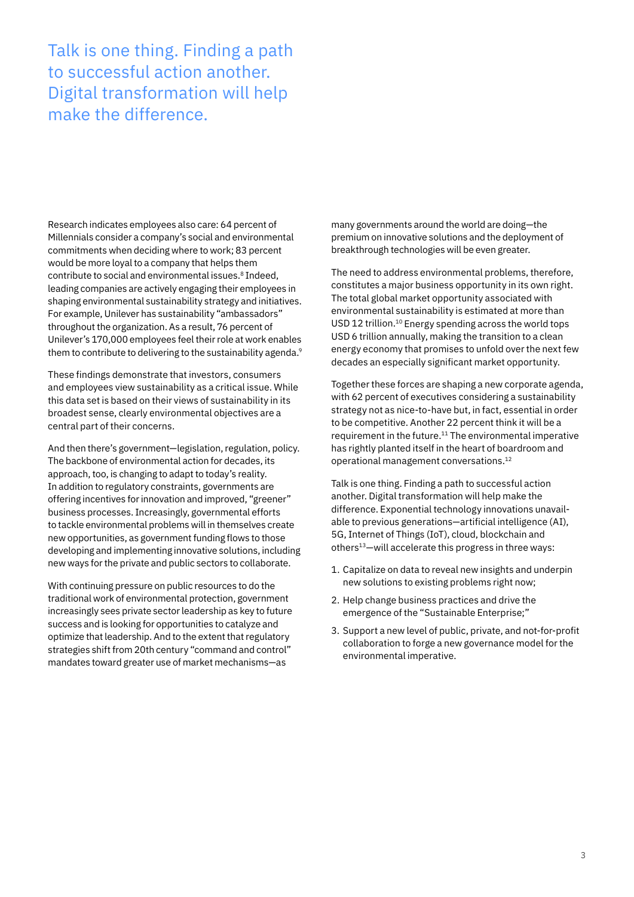## Talk is one thing. Finding a path to successful action another. Digital transformation will help make the difference.

Research indicates employees also care: 64 percent of Millennials consider a company's social and environmental commitments when deciding where to work; 83 percent would be more loyal to a company that helps them contribute to social and environmental issues.[8] Indeed, leading companies are actively engaging their employees in shaping environmental sustainability strategy and initiatives. For example, Unilever has sustainability "ambassadors" throughout the organization. As a result, 76 percent of Unilever's 170,000 employees feel their role at work enables them to contribute to delivering to the sustainability agenda.[9]

These findings demonstrate that investors, consumers and employees view sustainability as a critical issue. While this data set is based on their views of sustainability in its broadest sense, clearly environmental objectives are a central part of their concerns.

And then there's government—legislation, regulation, policy. The backbone of environmental action for decades, its approach, too, is changing to adapt to today's reality. In addition to regulatory constraints, governments are offering incentives for innovation and improved, "greener" business processes. Increasingly, governmental efforts to tackle environmental problems will in themselves create new opportunities, as government funding flows to those developing and implementing innovative solutions, including new ways for the private and public sectors to collaborate.

With continuing pressure on public resources to do the traditional work of environmental protection, government increasingly sees private sector leadership as key to future success and is looking for opportunities to catalyze and optimize that leadership. And to the extent that regulatory strategies shift from 20th century "command and control" mandates toward greater use of market mechanisms—as many governments around the world are doing—the premium on innovative solutions and the deployment of breakthrough technologies will be even greater.

The need to address environmental problems, therefore, constitutes a major business opportunity in its own right. The total global market opportunity associated with environmental sustainability is estimated at more than USD 12 trillion.[10] Energy spending across the world tops USD 6 trillion annually, making the transition to a clean energy economy that promises to unfold over the next few decades an especially significant market opportunity.

Together these forces are shaping a new corporate agenda, with 62 percent of executives considering a sustainability strategy not as nice-to-have but, in fact, essential in order to be competitive. Another 22 percent think it will be a requirement in the future.[11] The environmental imperative has rightly planted itself in the heart of boardroom and operational management conversations.[12]

Talk is one thing. Finding a path to successful action another. Digital transformation will help make the difference. Exponential technology innovations unavailable to previous generations—artificial intelligence (AI), 5G, Internet of Things (IoT), cloud, blockchain and others[13]—will accelerate this progress in three ways:

1. Capitalize on data to reveal new insights and underpin new solutions to existing problems right now;
2. Help change business practices and drive the emergence of the "Sustainable Enterprise;"
3. Support a new level of public, private, and not-for-profit collaboration to forge a new governance model for the environmental imperative.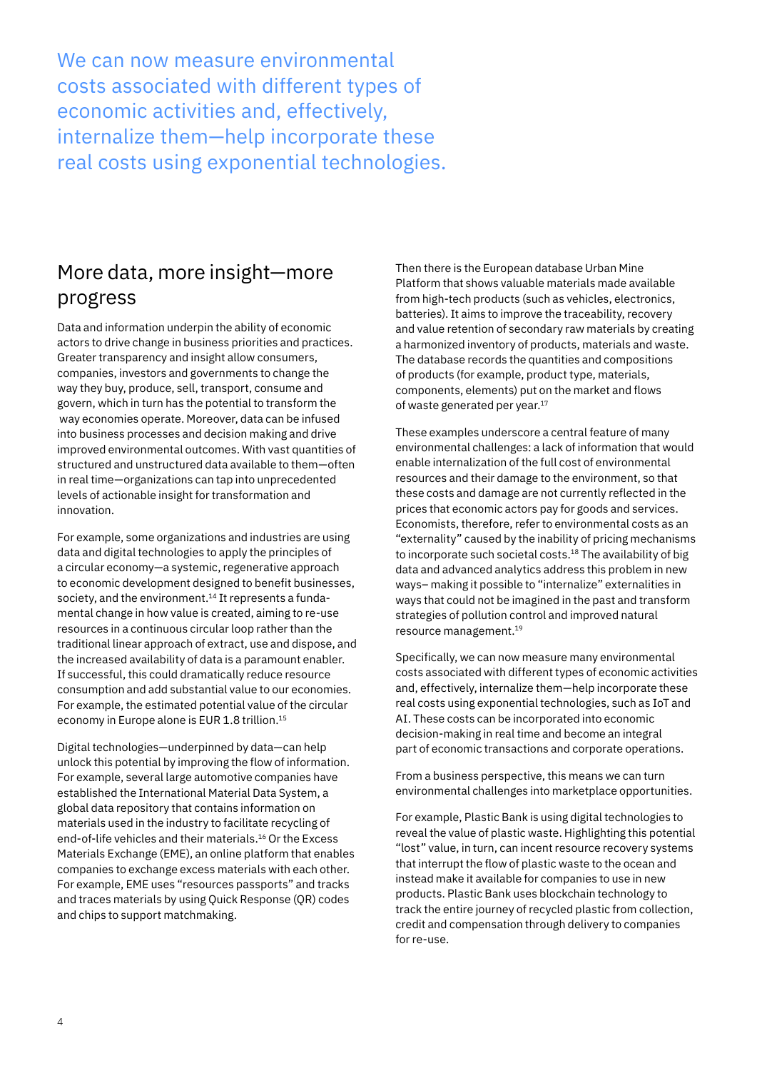We can now measure environmental costs associated with different types of economic activities and, effectively, internalize them—help incorporate these real costs using exponential technologies.

## More data, more insight—more progress

Data and information underpin the ability of economic actors to drive change in business priorities and practices. Greater transparency and insight allow consumers, companies, investors and governments to change the way they buy, produce, sell, transport, consume and govern, which in turn has the potential to transform the way economies operate. Moreover, data can be infused into business processes and decision making and drive improved environmental outcomes. With vast quantities of structured and unstructured data available to them—often in real time—organizations can tap into unprecedented levels of actionable insight for transformation and innovation.

For example, some organizations and industries are using data and digital technologies to apply the principles of a circular economy—a systemic, regenerative approach to economic development designed to benefit businesses, society, and the environment.[14] It represents a fundamental change in how value is created, aiming to re-use resources in a continuous circular loop rather than the traditional linear approach of extract, use and dispose, and the increased availability of data is a paramount enabler. If successful, this could dramatically reduce resource consumption and add substantial value to our economies. For example, the estimated potential value of the circular economy in Europe alone is EUR 1.8 trillion.[15]

Digital technologies—underpinned by data—can help unlock this potential by improving the flow of information. For example, several large automotive companies have established the International Material Data System, a global data repository that contains information on materials used in the industry to facilitate recycling of end-of-life vehicles and their materials.[16] Or the Excess Materials Exchange (EME), an online platform that enables companies to exchange excess materials with each other. For example, EME uses "resources passports" and tracks and traces materials by using Quick Response (QR) codes and chips to support matchmaking.

Then there is the European database Urban Mine Platform that shows valuable materials made available from high-tech products (such as vehicles, electronics, batteries). It aims to improve the traceability, recovery and value retention of secondary raw materials by creating a harmonized inventory of products, materials and waste. The database records the quantities and compositions of products (for example, product type, materials, components, elements) put on the market and flows of waste generated per year.[17]

These examples underscore a central feature of many environmental challenges: a lack of information that would enable internalization of the full cost of environmental resources and their damage to the environment, so that these costs and damage are not currently reflected in the prices that economic actors pay for goods and services. Economists, therefore, refer to environmental costs as an "externality" caused by the inability of pricing mechanisms to incorporate such societal costs.[18] The availability of big data and advanced analytics address this problem in new ways– making it possible to "internalize" externalities in ways that could not be imagined in the past and transform strategies of pollution control and improved natural resource management.[19]

Specifically, we can now measure many environmental costs associated with different types of economic activities and, effectively, internalize them—help incorporate these real costs using exponential technologies, such as IoT and AI. These costs can be incorporated into economic decision-making in real time and become an integral part of economic transactions and corporate operations.

From a business perspective, this means we can turn environmental challenges into marketplace opportunities.

For example, Plastic Bank is using digital technologies to reveal the value of plastic waste. Highlighting this potential "lost" value, in turn, can incent resource recovery systems that interrupt the flow of plastic waste to the ocean and instead make it available for companies to use in new products. Plastic Bank uses blockchain technology to track the entire journey of recycled plastic from collection, credit and compensation through delivery to companies for re-use.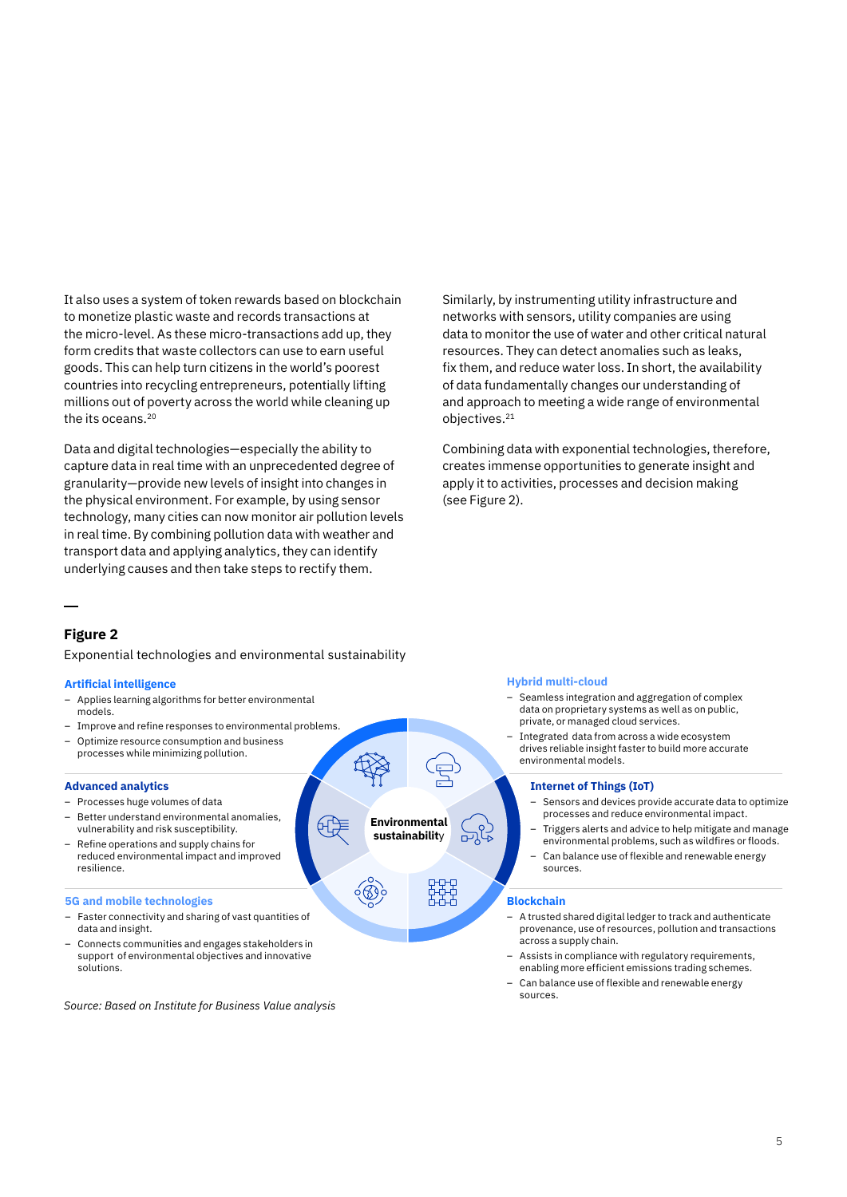It also uses a system of token rewards based on blockchain to monetize plastic waste and records transactions at the micro-level. As these micro-transactions add up, they form credits that waste collectors can use to earn useful goods. This can help turn citizens in the world's poorest countries into recycling entrepreneurs, potentially lifting millions out of poverty across the world while cleaning up the its oceans.[20]

Data and digital technologies—especially the ability to capture data in real time with an unprecedented degree of granularity—provide new levels of insight into changes in the physical environment. For example, by using sensor technology, many cities can now monitor air pollution levels in real time. By combining pollution data with weather and transport data and applying analytics, they can identify underlying causes and then take steps to rectify them.

Similarly, by instrumenting utility infrastructure and networks with sensors, utility companies are using data to monitor the use of water and other critical natural resources. They can detect anomalies such as leaks, fix them, and reduce water loss. In short, the availability of data fundamentally changes our understanding of and approach to meeting a wide range of environmental objectives.[21]

Combining data with exponential technologies, therefore, creates immense opportunities to generate insight and apply it to activities, processes and decision making (see Figure 2).

## Figure 2

Exponential technologies and environmental sustainability

**Environmental sustainability**

**Artificial intelligence**

- Applies learning algorithms for better environmental models.
- Improve and refine responses to environmental problems.
- Optimize resource consumption and business processes while minimizing pollution.

**Advanced analytics**

- Processes huge volumes of data
- Better understand environmental anomalies, vulnerability and risk susceptibility.
- Refine operations and supply chains for reduced environmental impact and improved resilience.

**5G and mobile technologies**

- Faster connectivity and sharing of vast quantities of data and insight.
- Connects communities and engages stakeholders in support of environmental objectives and innovative solutions.

**Hybrid multi-cloud**

- Seamless integration and aggregation of complex data on proprietary systems as well as on public, private, or managed cloud services.
- Integrated data from across a wide ecosystem drives reliable insight faster to build more accurate environmental models.

**Internet of Things (IoT)**

- Sensors and devices provide accurate data to optimize processes and reduce environmental impact.
- Triggers alerts and advice to help mitigate and manage environmental problems, such as wildfires or floods.
- Can balance use of flexible and renewable energy sources.

**Blockchain**

- A trusted shared digital ledger to track and authenticate provenance, use of resources, pollution and transactions across a supply chain.
- Assists in compliance with regulatory requirements, enabling more efficient emissions trading schemes.
- Can balance use of flexible and renewable energy sources.

*Source: Based on Institute for Business Value analysis*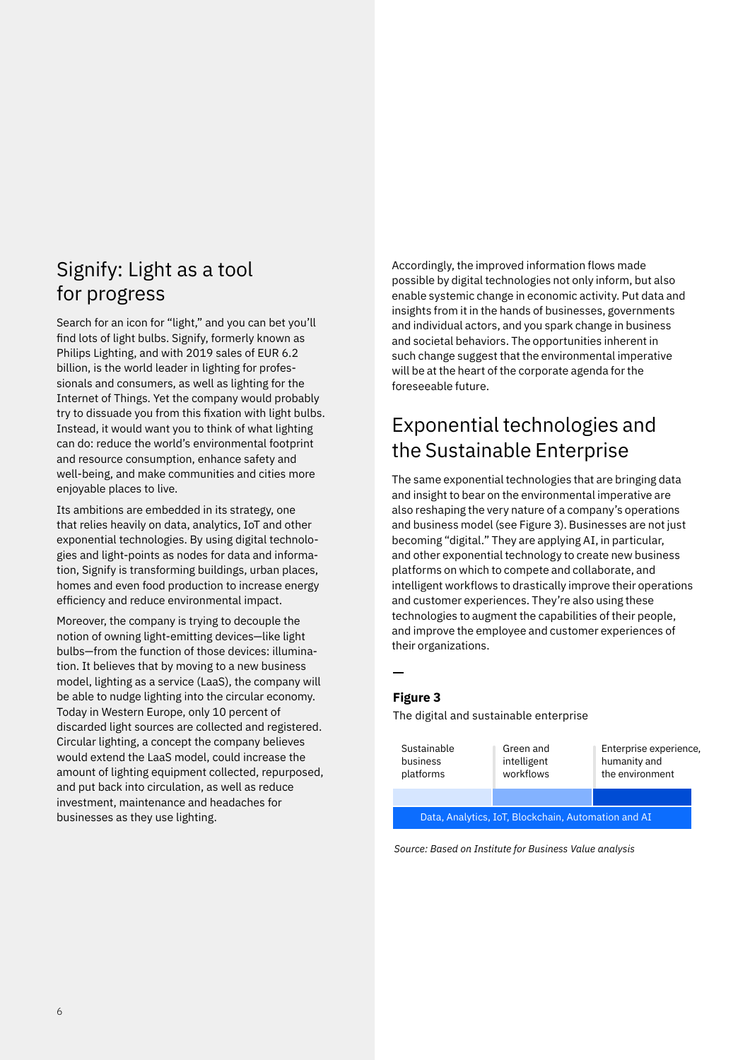## Signify: Light as a tool for progress

Search for an icon for "light," and you can bet you'll find lots of light bulbs. Signify, formerly known as Philips Lighting, and with 2019 sales of EUR 6.2 billion, is the world leader in lighting for professionals and consumers, as well as lighting for the Internet of Things. Yet the company would probably try to dissuade you from this fixation with light bulbs. Instead, it would want you to think of what lighting can do: reduce the world's environmental footprint and resource consumption, enhance safety and well-being, and make communities and cities more enjoyable places to live.

Its ambitions are embedded in its strategy, one that relies heavily on data, analytics, IoT and other exponential technologies. By using digital technologies and light-points as nodes for data and information, Signify is transforming buildings, urban places, homes and even food production to increase energy efficiency and reduce environmental impact.

Moreover, the company is trying to decouple the notion of owning light-emitting devices—like light bulbs—from the function of those devices: illumination. It believes that by moving to a new business model, lighting as a service (LaaS), the company will be able to nudge lighting into the circular economy. Today in Western Europe, only 10 percent of discarded light sources are collected and registered. Circular lighting, a concept the company believes would extend the LaaS model, could increase the amount of lighting equipment collected, repurposed, and put back into circulation, as well as reduce investment, maintenance and headaches for businesses as they use lighting.

Accordingly, the improved information flows made possible by digital technologies not only inform, but also enable systemic change in economic activity. Put data and insights from it in the hands of businesses, governments and individual actors, and you spark change in business and societal behaviors. The opportunities inherent in such change suggest that the environmental imperative will be at the heart of the corporate agenda for the foreseeable future.

## Exponential technologies and the Sustainable Enterprise

The same exponential technologies that are bringing data and insight to bear on the environmental imperative are also reshaping the very nature of a company's operations and business model (see Figure 3). Businesses are not just becoming "digital." They are applying AI, in particular, and other exponential technology to create new business platforms on which to compete and collaborate, and intelligent workflows to drastically improve their operations and customer experiences. They're also using these technologies to augment the capabilities of their people, and improve the employee and customer experiences of their organizations.

**Figure 3**

The digital and sustainable enterprise

| Sustainable business platforms | Green and intelligent workflows | Enterprise experience, humanity and the environment |
|---|---|---|
| Data, Analytics, IoT, Blockchain, Automation and AI | | |

*Source: Based on Institute for Business Value analysis*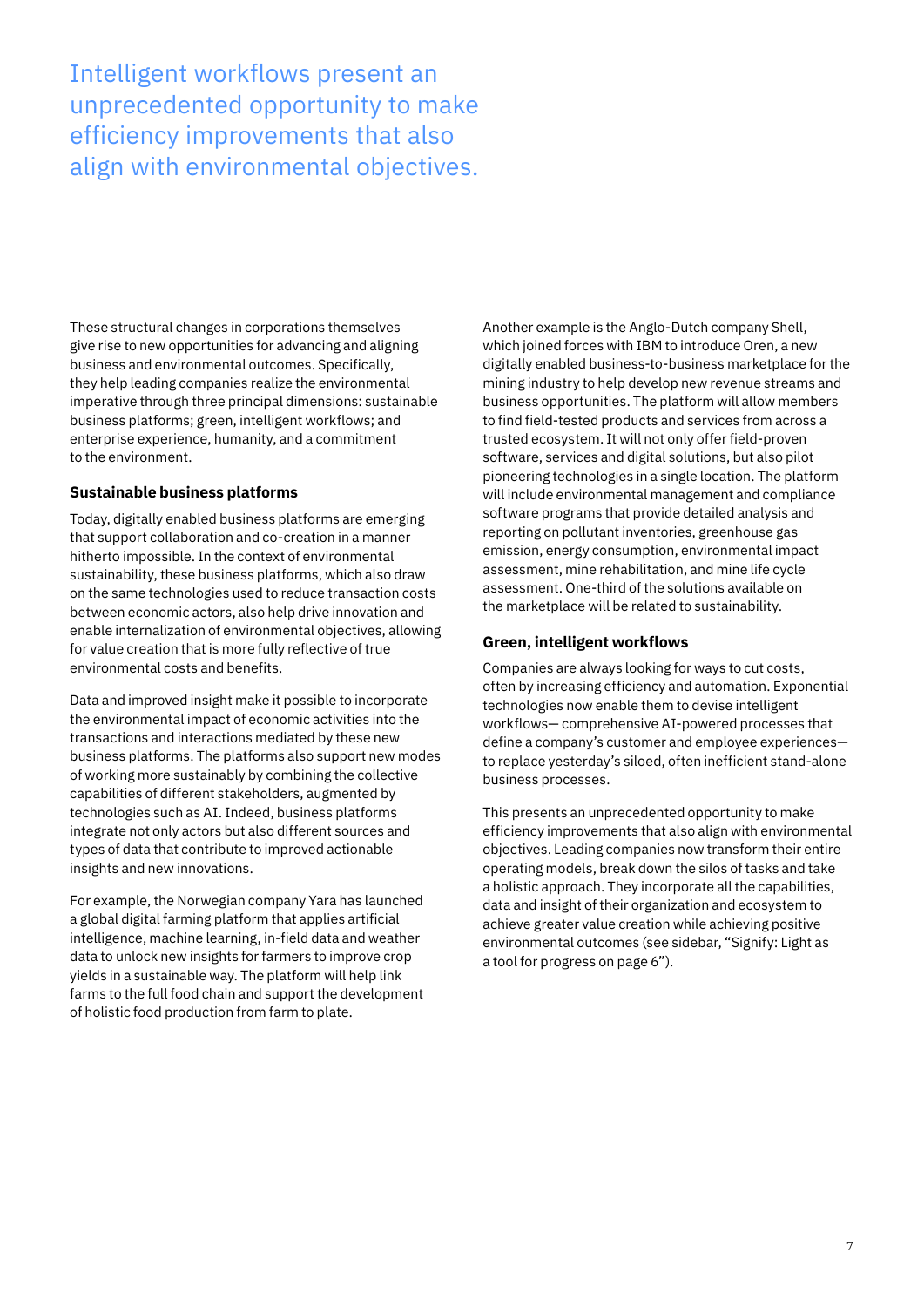Intelligent workflows present an unprecedented opportunity to make efficiency improvements that also align with environmental objectives.

These structural changes in corporations themselves give rise to new opportunities for advancing and aligning business and environmental outcomes. Specifically, they help leading companies realize the environmental imperative through three principal dimensions: sustainable business platforms; green, intelligent workflows; and enterprise experience, humanity, and a commitment to the environment.

### Sustainable business platforms

Today, digitally enabled business platforms are emerging that support collaboration and co-creation in a manner hitherto impossible. In the context of environmental sustainability, these business platforms, which also draw on the same technologies used to reduce transaction costs between economic actors, also help drive innovation and enable internalization of environmental objectives, allowing for value creation that is more fully reflective of true environmental costs and benefits.

Data and improved insight make it possible to incorporate the environmental impact of economic activities into the transactions and interactions mediated by these new business platforms. The platforms also support new modes of working more sustainably by combining the collective capabilities of different stakeholders, augmented by technologies such as AI. Indeed, business platforms integrate not only actors but also different sources and types of data that contribute to improved actionable insights and new innovations.

For example, the Norwegian company Yara has launched a global digital farming platform that applies artificial intelligence, machine learning, in-field data and weather data to unlock new insights for farmers to improve crop yields in a sustainable way. The platform will help link farms to the full food chain and support the development of holistic food production from farm to plate.

Another example is the Anglo-Dutch company Shell, which joined forces with IBM to introduce Oren, a new digitally enabled business-to-business marketplace for the mining industry to help develop new revenue streams and business opportunities. The platform will allow members to find field-tested products and services from across a trusted ecosystem. It will not only offer field-proven software, services and digital solutions, but also pilot pioneering technologies in a single location. The platform will include environmental management and compliance software programs that provide detailed analysis and reporting on pollutant inventories, greenhouse gas emission, energy consumption, environmental impact assessment, mine rehabilitation, and mine life cycle assessment. One-third of the solutions available on the marketplace will be related to sustainability.

### Green, intelligent workflows

Companies are always looking for ways to cut costs, often by increasing efficiency and automation. Exponential technologies now enable them to devise intelligent workflows— comprehensive AI-powered processes that define a company's customer and employee experiences— to replace yesterday's siloed, often inefficient stand-alone business processes.

This presents an unprecedented opportunity to make efficiency improvements that also align with environmental objectives. Leading companies now transform their entire operating models, break down the silos of tasks and take a holistic approach. They incorporate all the capabilities, data and insight of their organization and ecosystem to achieve greater value creation while achieving positive environmental outcomes (see sidebar, "Signify: Light as a tool for progress on page 6").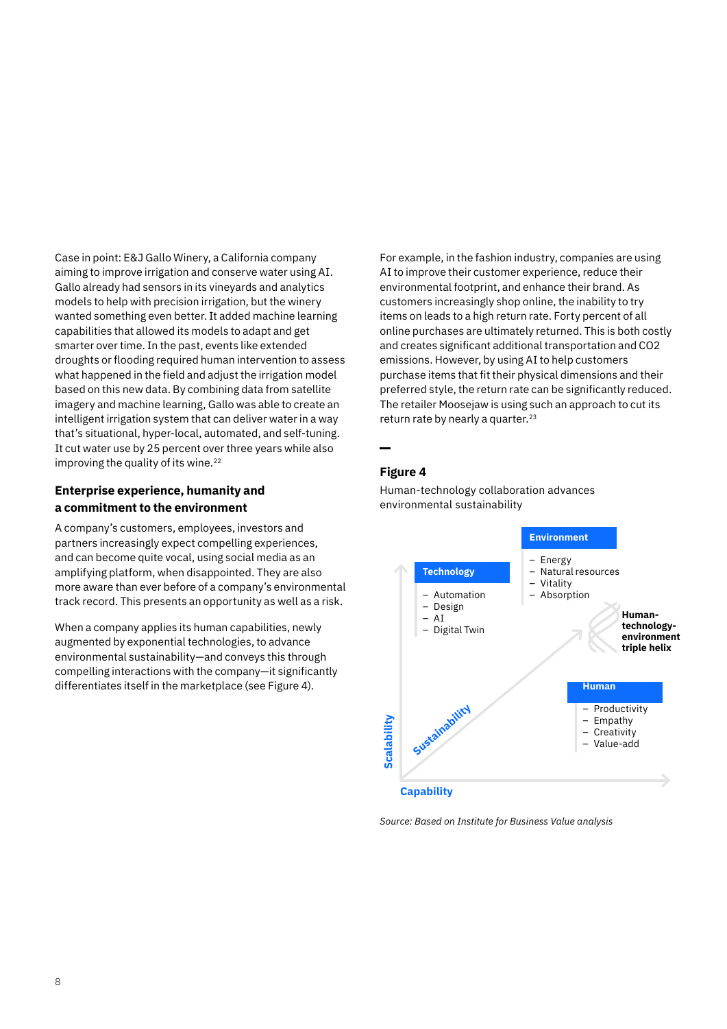Case in point: E&J Gallo Winery, a California company aiming to improve irrigation and conserve water using AI. Gallo already had sensors in its vineyards and analytics models to help with precision irrigation, but the winery wanted something even better. It added machine learning capabilities that allowed its models to adapt and get smarter over time. In the past, events like extended droughts or flooding required human intervention to assess what happened in the field and adjust the irrigation model based on this new data. By combining data from satellite imagery and machine learning, Gallo was able to create an intelligent irrigation system that can deliver water in a way that's situational, hyper-local, automated, and self-tuning. It cut water use by 25 percent over three years while also improving the quality of its wine.[22]

### Enterprise experience, humanity and a commitment to the environment

A company's customers, employees, investors and partners increasingly expect compelling experiences, and can become quite vocal, using social media as an amplifying platform, when disappointed. They are also more aware than ever before of a company's environmental track record. This presents an opportunity as well as a risk.

When a company applies its human capabilities, newly augmented by exponential technologies, to advance environmental sustainability—and conveys this through compelling interactions with the company—it significantly differentiates itself in the marketplace (see Figure 4).

For example, in the fashion industry, companies are using AI to improve their customer experience, reduce their environmental footprint, and enhance their brand. As customers increasingly shop online, the inability to try items on leads to a high return rate. Forty percent of all online purchases are ultimately returned. This is both costly and creates significant additional transportation and CO2 emissions. However, by using AI to help customers purchase items that fit their physical dimensions and their preferred style, the return rate can be significantly reduced. The retailer Moosejaw is using such an approach to cut its return rate by nearly a quarter.[23]

**Figure 4**

Human-technology collaboration advances environmental sustainability

**Technology**
- Automation
- Design
- AI
- Digital Twin

**Environment**
- Energy
- Natural resources
- Vitality
- Absorption

**Human-technology-environment triple helix**

**Human**
- Productivity
- Empathy
- Creativity
- Value-add

Sustainability

Scalability

Capability

*Source: Based on Institute for Business Value analysis*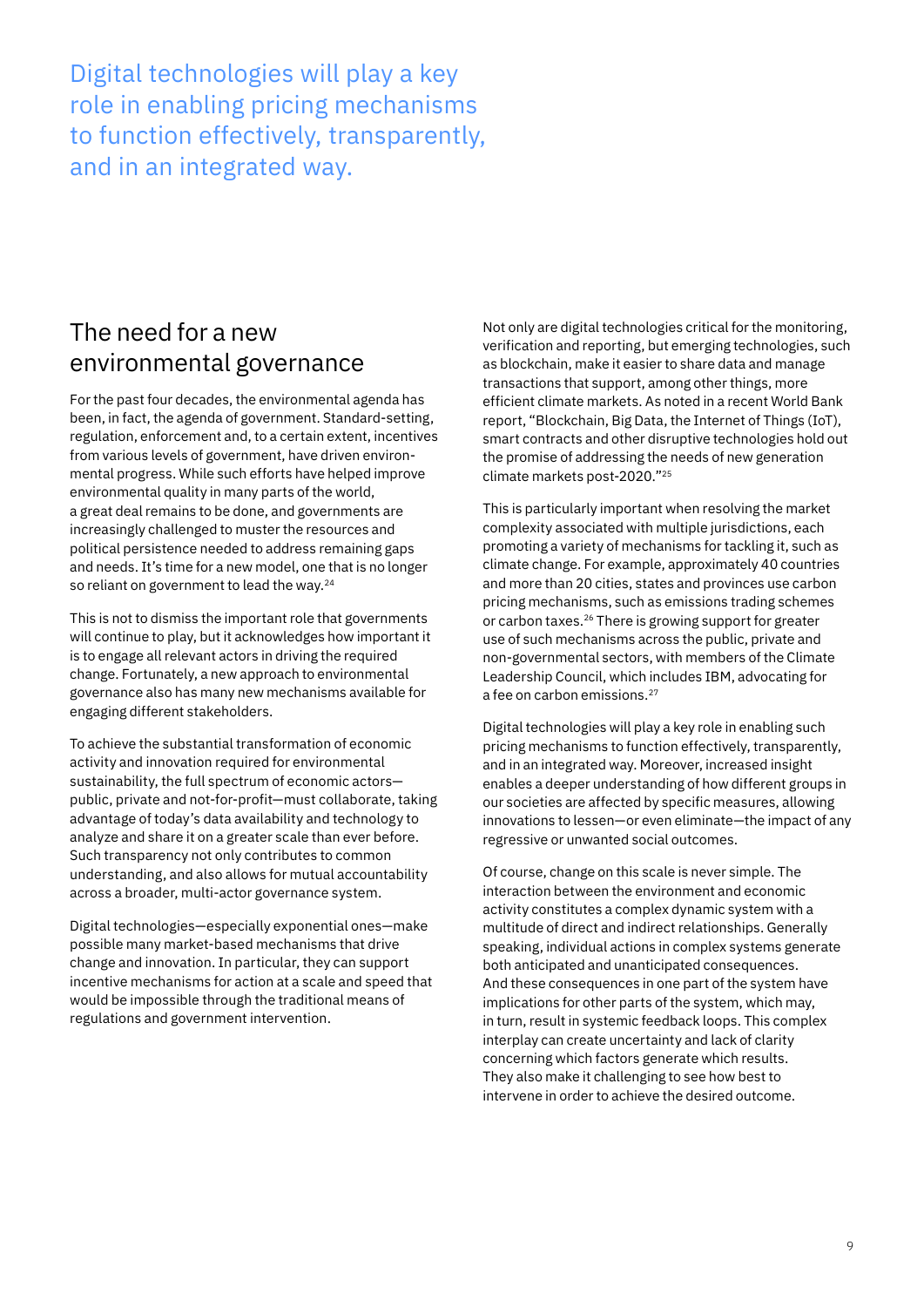Digital technologies will play a key role in enabling pricing mechanisms to function effectively, transparently, and in an integrated way.

## The need for a new environmental governance

For the past four decades, the environmental agenda has been, in fact, the agenda of government. Standard-setting, regulation, enforcement and, to a certain extent, incentives from various levels of government, have driven environmental progress. While such efforts have helped improve environmental quality in many parts of the world, a great deal remains to be done, and governments are increasingly challenged to muster the resources and political persistence needed to address remaining gaps and needs. It's time for a new model, one that is no longer so reliant on government to lead the way.[24]

This is not to dismiss the important role that governments will continue to play, but it acknowledges how important it is to engage all relevant actors in driving the required change. Fortunately, a new approach to environmental governance also has many new mechanisms available for engaging different stakeholders.

To achieve the substantial transformation of economic activity and innovation required for environmental sustainability, the full spectrum of economic actors—public, private and not-for-profit—must collaborate, taking advantage of today's data availability and technology to analyze and share it on a greater scale than ever before. Such transparency not only contributes to common understanding, and also allows for mutual accountability across a broader, multi-actor governance system.

Digital technologies—especially exponential ones—make possible many market-based mechanisms that drive change and innovation. In particular, they can support incentive mechanisms for action at a scale and speed that would be impossible through the traditional means of regulations and government intervention.

Not only are digital technologies critical for the monitoring, verification and reporting, but emerging technologies, such as blockchain, make it easier to share data and manage transactions that support, among other things, more efficient climate markets. As noted in a recent World Bank report, "Blockchain, Big Data, the Internet of Things (IoT), smart contracts and other disruptive technologies hold out the promise of addressing the needs of new generation climate markets post-2020."[25]

This is particularly important when resolving the market complexity associated with multiple jurisdictions, each promoting a variety of mechanisms for tackling it, such as climate change. For example, approximately 40 countries and more than 20 cities, states and provinces use carbon pricing mechanisms, such as emissions trading schemes or carbon taxes.[26] There is growing support for greater use of such mechanisms across the public, private and non-governmental sectors, with members of the Climate Leadership Council, which includes IBM, advocating for a fee on carbon emissions.[27]

Digital technologies will play a key role in enabling such pricing mechanisms to function effectively, transparently, and in an integrated way. Moreover, increased insight enables a deeper understanding of how different groups in our societies are affected by specific measures, allowing innovations to lessen—or even eliminate—the impact of any regressive or unwanted social outcomes.

Of course, change on this scale is never simple. The interaction between the environment and economic activity constitutes a complex dynamic system with a multitude of direct and indirect relationships. Generally speaking, individual actions in complex systems generate both anticipated and unanticipated consequences. And these consequences in one part of the system have implications for other parts of the system, which may, in turn, result in systemic feedback loops. This complex interplay can create uncertainty and lack of clarity concerning which factors generate which results. They also make it challenging to see how best to intervene in order to achieve the desired outcome.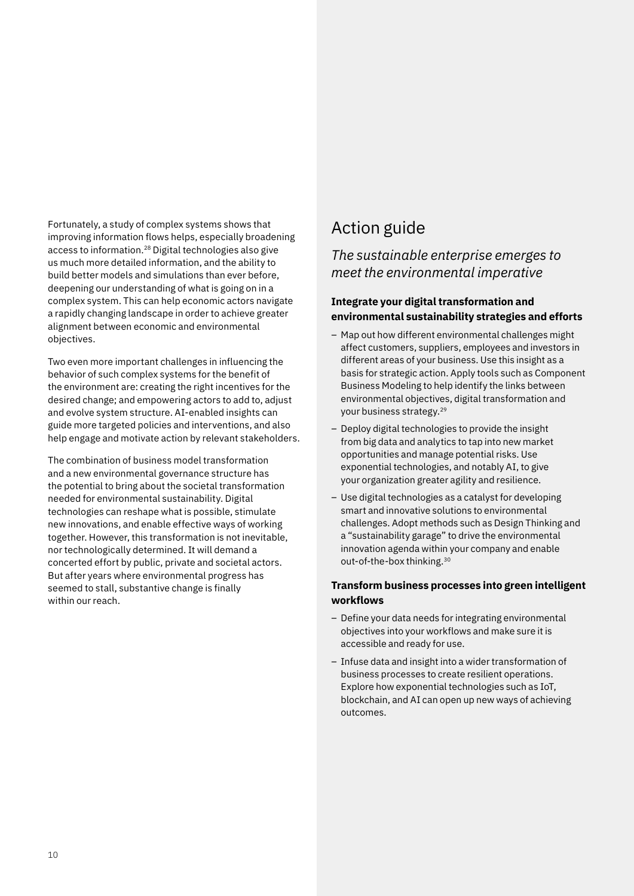Fortunately, a study of complex systems shows that improving information flows helps, especially broadening access to information.[28] Digital technologies also give us much more detailed information, and the ability to build better models and simulations than ever before, deepening our understanding of what is going on in a complex system. This can help economic actors navigate a rapidly changing landscape in order to achieve greater alignment between economic and environmental objectives.

Two even more important challenges in influencing the behavior of such complex systems for the benefit of the environment are: creating the right incentives for the desired change; and empowering actors to add to, adjust and evolve system structure. AI-enabled insights can guide more targeted policies and interventions, and also help engage and motivate action by relevant stakeholders.

The combination of business model transformation and a new environmental governance structure has the potential to bring about the societal transformation needed for environmental sustainability. Digital technologies can reshape what is possible, stimulate new innovations, and enable effective ways of working together. However, this transformation is not inevitable, nor technologically determined. It will demand a concerted effort by public, private and societal actors. But after years where environmental progress has seemed to stall, substantive change is finally within our reach.

## Action guide

*The sustainable enterprise emerges to meet the environmental imperative*

### Integrate your digital transformation and environmental sustainability strategies and efforts

– Map out how different environmental challenges might affect customers, suppliers, employees and investors in different areas of your business. Use this insight as a basis for strategic action. Apply tools such as Component Business Modeling to help identify the links between environmental objectives, digital transformation and your business strategy.[29]

– Deploy digital technologies to provide the insight from big data and analytics to tap into new market opportunities and manage potential risks. Use exponential technologies, and notably AI, to give your organization greater agility and resilience.

– Use digital technologies as a catalyst for developing smart and innovative solutions to environmental challenges. Adopt methods such as Design Thinking and a "sustainability garage" to drive the environmental innovation agenda within your company and enable out-of-the-box thinking.[30]

### Transform business processes into green intelligent workflows

– Define your data needs for integrating environmental objectives into your workflows and make sure it is accessible and ready for use.

– Infuse data and insight into a wider transformation of business processes to create resilient operations. Explore how exponential technologies such as IoT, blockchain, and AI can open up new ways of achieving outcomes.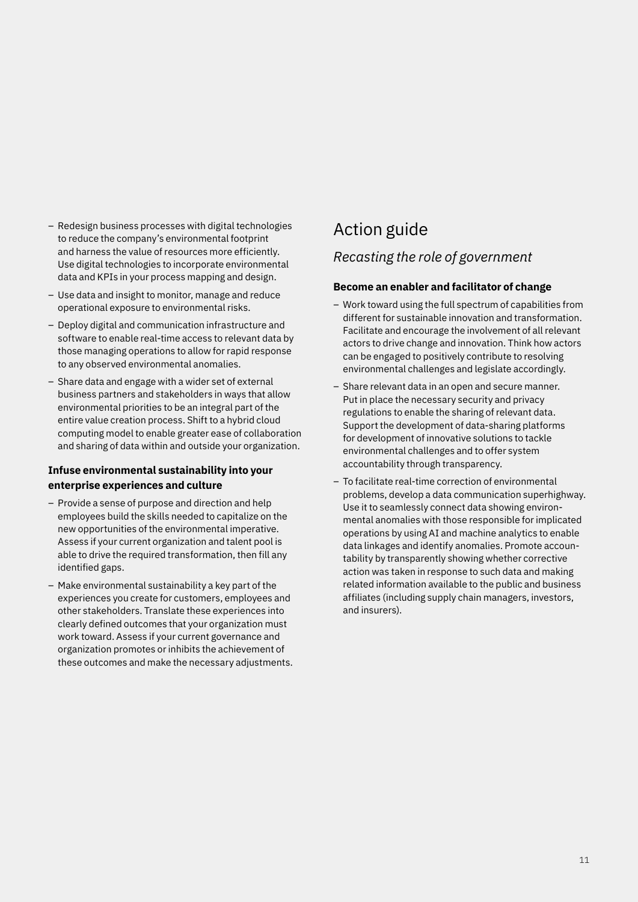- Redesign business processes with digital technologies to reduce the company's environmental footprint and harness the value of resources more efficiently. Use digital technologies to incorporate environmental data and KPIs in your process mapping and design.
- Use data and insight to monitor, manage and reduce operational exposure to environmental risks.
- Deploy digital and communication infrastructure and software to enable real-time access to relevant data by those managing operations to allow for rapid response to any observed environmental anomalies.
- Share data and engage with a wider set of external business partners and stakeholders in ways that allow environmental priorities to be an integral part of the entire value creation process. Shift to a hybrid cloud computing model to enable greater ease of collaboration and sharing of data within and outside your organization.

**Infuse environmental sustainability into your enterprise experiences and culture**

- Provide a sense of purpose and direction and help employees build the skills needed to capitalize on the new opportunities of the environmental imperative. Assess if your current organization and talent pool is able to drive the required transformation, then fill any identified gaps.
- Make environmental sustainability a key part of the experiences you create for customers, employees and other stakeholders. Translate these experiences into clearly defined outcomes that your organization must work toward. Assess if your current governance and organization promotes or inhibits the achievement of these outcomes and make the necessary adjustments.

# Action guide

## *Recasting the role of government*

**Become an enabler and facilitator of change**

- Work toward using the full spectrum of capabilities from different for sustainable innovation and transformation. Facilitate and encourage the involvement of all relevant actors to drive change and innovation. Think how actors can be engaged to positively contribute to resolving environmental challenges and legislate accordingly.
- Share relevant data in an open and secure manner. Put in place the necessary security and privacy regulations to enable the sharing of relevant data. Support the development of data-sharing platforms for development of innovative solutions to tackle environmental challenges and to offer system accountability through transparency.
- To facilitate real-time correction of environmental problems, develop a data communication superhighway. Use it to seamlessly connect data showing environmental anomalies with those responsible for implicated operations by using AI and machine analytics to enable data linkages and identify anomalies. Promote accountability by transparently showing whether corrective action was taken in response to such data and making related information available to the public and business affiliates (including supply chain managers, investors, and insurers).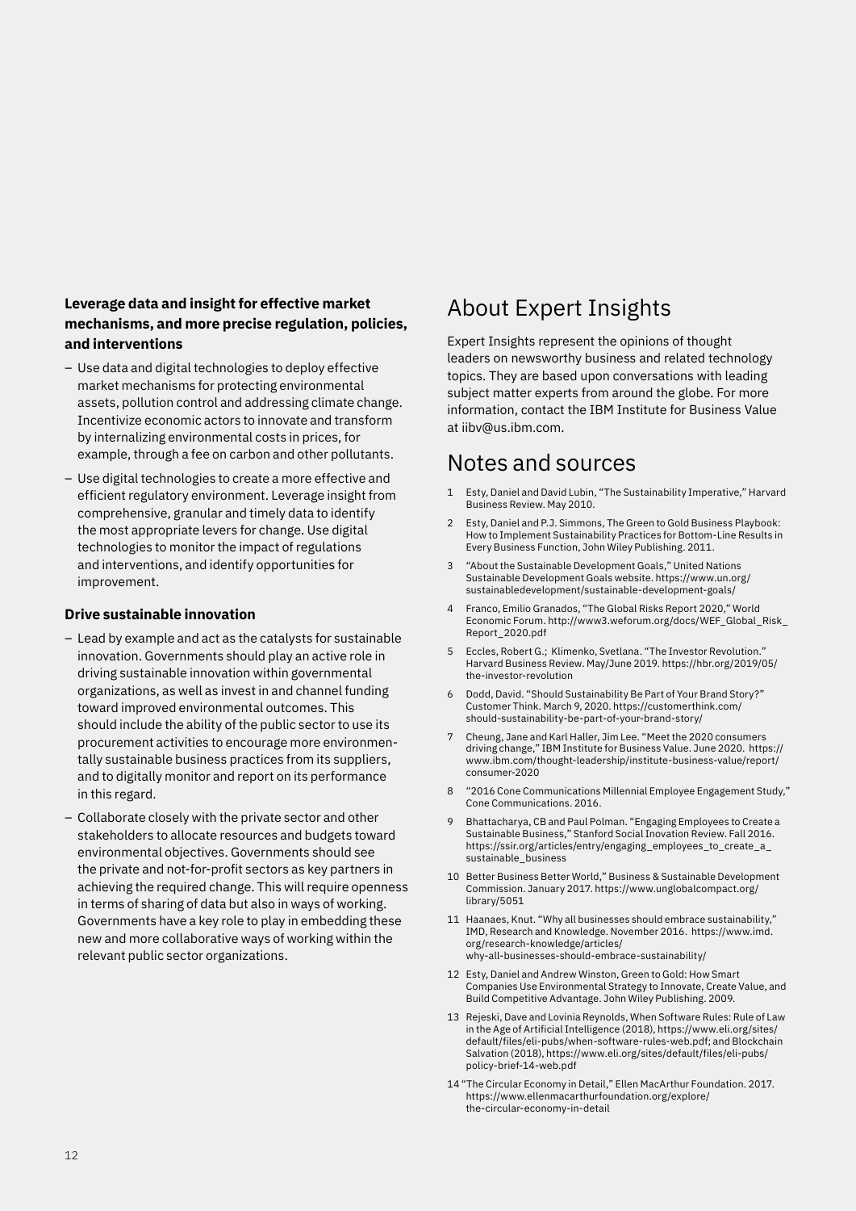**Leverage data and insight for effective market mechanisms, and more precise regulation, policies, and interventions**

- Use data and digital technologies to deploy effective market mechanisms for protecting environmental assets, pollution control and addressing climate change. Incentivize economic actors to innovate and transform by internalizing environmental costs in prices, for example, through a fee on carbon and other pollutants.
- Use digital technologies to create a more effective and efficient regulatory environment. Leverage insight from comprehensive, granular and timely data to identify the most appropriate levers for change. Use digital technologies to monitor the impact of regulations and interventions, and identify opportunities for improvement.

### Drive sustainable innovation

- Lead by example and act as the catalysts for sustainable innovation. Governments should play an active role in driving sustainable innovation within governmental organizations, as well as invest in and channel funding toward improved environmental outcomes. This should include the ability of the public sector to use its procurement activities to encourage more environmentally sustainable business practices from its suppliers, and to digitally monitor and report on its performance in this regard.
- Collaborate closely with the private sector and other stakeholders to allocate resources and budgets toward environmental objectives. Governments should see the private and not-for-profit sectors as key partners in achieving the required change. This will require openness in terms of sharing of data but also in ways of working. Governments have a key role to play in embedding these new and more collaborative ways of working within the relevant public sector organizations.

## About Expert Insights

Expert Insights represent the opinions of thought leaders on newsworthy business and related technology topics. They are based upon conversations with leading subject matter experts from around the globe. For more information, contact the IBM Institute for Business Value at iibv@us.ibm.com.

## Notes and sources

1. Esty, Daniel and David Lubin, "The Sustainability Imperative," Harvard Business Review. May 2010.
2. Esty, Daniel and P.J. Simmons, The Green to Gold Business Playbook: How to Implement Sustainability Practices for Bottom-Line Results in Every Business Function, John Wiley Publishing. 2011.
3. "About the Sustainable Development Goals," United Nations Sustainable Development Goals website. https://www.un.org/sustainabledevelopment/sustainable-development-goals/
4. Franco, Emilio Granados, "The Global Risks Report 2020," World Economic Forum. http://www3.weforum.org/docs/WEF_Global_Risk_Report_2020.pdf
5. Eccles, Robert G.; Klimenko, Svetlana. "The Investor Revolution." Harvard Business Review. May/June 2019. https://hbr.org/2019/05/the-investor-revolution
6. Dodd, David. "Should Sustainability Be Part of Your Brand Story?" Customer Think. March 9, 2020. https://customerthink.com/should-sustainability-be-part-of-your-brand-story/
7. Cheung, Jane and Karl Haller, Jim Lee. "Meet the 2020 consumers driving change," IBM Institute for Business Value. June 2020. https://www.ibm.com/thought-leadership/institute-business-value/report/consumer-2020
8. "2016 Cone Communications Millennial Employee Engagement Study," Cone Communications. 2016.
9. Bhattacharya, CB and Paul Polman. "Engaging Employees to Create a Sustainable Business," Stanford Social Inovation Review. Fall 2016. https://ssir.org/articles/entry/engaging_employees_to_create_a_sustainable_business
10. Better Business Better World," Business & Sustainable Development Commission. January 2017. https://www.unglobalcompact.org/library/5051
11. Haanaes, Knut. "Why all businesses should embrace sustainability," IMD, Research and Knowledge. November 2016. https://www.imd.org/research-knowledge/articles/why-all-businesses-should-embrace-sustainability/
12. Esty, Daniel and Andrew Winston, Green to Gold: How Smart Companies Use Environmental Strategy to Innovate, Create Value, and Build Competitive Advantage. John Wiley Publishing. 2009.
13. Rejeski, Dave and Lovinia Reynolds, When Software Rules: Rule of Law in the Age of Artificial Intelligence (2018), https://www.eli.org/sites/default/files/eli-pubs/when-software-rules-web.pdf; and Blockchain Salvation (2018), https://www.eli.org/sites/default/files/eli-pubs/policy-brief-14-web.pdf
14. "The Circular Economy in Detail," Ellen MacArthur Foundation. 2017. https://www.ellenmacarthurfoundation.org/explore/the-circular-economy-in-detail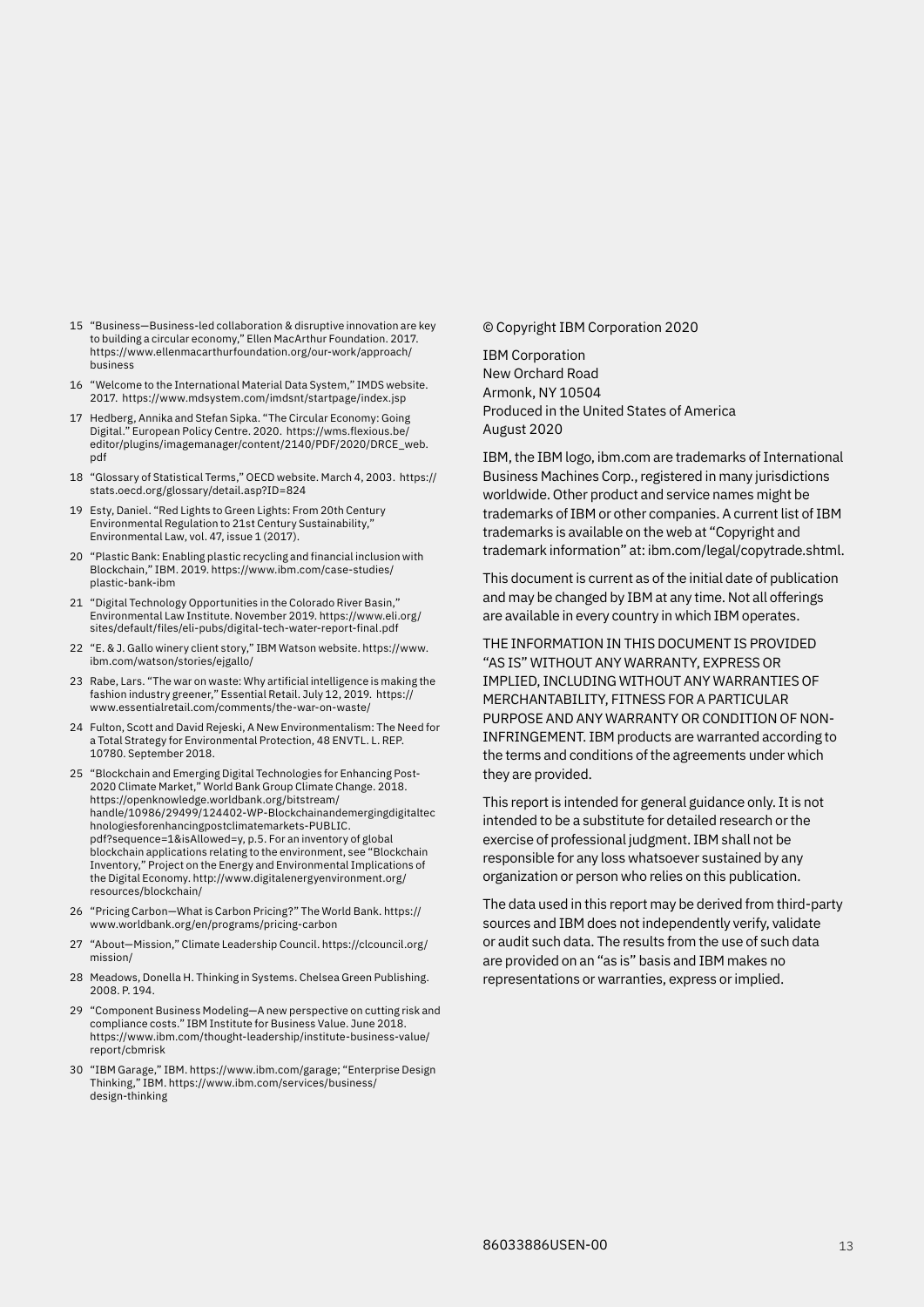15 "Business—Business-led collaboration & disruptive innovation are key to building a circular economy," Ellen MacArthur Foundation. 2017. https://www.ellenmacarthurfoundation.org/our-work/approach/business

16 "Welcome to the International Material Data System," IMDS website. 2017. https://www.mdsystem.com/imdsnt/startpage/index.jsp

17 Hedberg, Annika and Stefan Sipka. "The Circular Economy: Going Digital." European Policy Centre. 2020. https://wms.flexious.be/editor/plugins/imagemanager/content/2140/PDF/2020/DRCE_web.pdf

18 "Glossary of Statistical Terms," OECD website. March 4, 2003. https://stats.oecd.org/glossary/detail.asp?ID=824

19 Esty, Daniel. "Red Lights to Green Lights: From 20th Century Environmental Regulation to 21st Century Sustainability," Environmental Law, vol. 47, issue 1 (2017).

20 "Plastic Bank: Enabling plastic recycling and financial inclusion with Blockchain," IBM. 2019. https://www.ibm.com/case-studies/plastic-bank-ibm

21 "Digital Technology Opportunities in the Colorado River Basin," Environmental Law Institute. November 2019. https://www.eli.org/sites/default/files/eli-pubs/digital-tech-water-report-final.pdf

22 "E. & J. Gallo winery client story," IBM Watson website. https://www.ibm.com/watson/stories/ejgallo/

23 Rabe, Lars. "The war on waste: Why artificial intelligence is making the fashion industry greener," Essential Retail. July 12, 2019. https://www.essentialretail.com/comments/the-war-on-waste/

24 Fulton, Scott and David Rejeski, A New Environmentalism: The Need for a Total Strategy for Environmental Protection, 48 ENVTL. L. REP. 10780. September 2018.

25 "Blockchain and Emerging Digital Technologies for Enhancing Post-2020 Climate Market," World Bank Group Climate Change. 2018. https://openknowledge.worldbank.org/bitstream/handle/10986/29499/124402-WP-Blockchainandemergingdigitaltechnologiesforenhancingpostclimatemarkets-PUBLIC.pdf?sequence=1&isAllowed=y, p.5. For an inventory of global blockchain applications relating to the environment, see "Blockchain Inventory," Project on the Energy and Environmental Implications of the Digital Economy. http://www.digitalenergyenvironment.org/resources/blockchain/

26 "Pricing Carbon—What is Carbon Pricing?" The World Bank. https://www.worldbank.org/en/programs/pricing-carbon

27 "About—Mission," Climate Leadership Council. https://clcouncil.org/mission/

28 Meadows, Donella H. Thinking in Systems. Chelsea Green Publishing. 2008. P. 194.

29 "Component Business Modeling—A new perspective on cutting risk and compliance costs." IBM Institute for Business Value. June 2018. https://www.ibm.com/thought-leadership/institute-business-value/report/cbmrisk

30 "IBM Garage," IBM. https://www.ibm.com/garage; "Enterprise Design Thinking," IBM. https://www.ibm.com/services/business/design-thinking

© Copyright IBM Corporation 2020

IBM Corporation
New Orchard Road
Armonk, NY 10504
Produced in the United States of America
August 2020

IBM, the IBM logo, ibm.com are trademarks of International Business Machines Corp., registered in many jurisdictions worldwide. Other product and service names might be trademarks of IBM or other companies. A current list of IBM trademarks is available on the web at "Copyright and trademark information" at: ibm.com/legal/copytrade.shtml.

This document is current as of the initial date of publication and may be changed by IBM at any time. Not all offerings are available in every country in which IBM operates.

THE INFORMATION IN THIS DOCUMENT IS PROVIDED "AS IS" WITHOUT ANY WARRANTY, EXPRESS OR IMPLIED, INCLUDING WITHOUT ANY WARRANTIES OF MERCHANTABILITY, FITNESS FOR A PARTICULAR PURPOSE AND ANY WARRANTY OR CONDITION OF NON-INFRINGEMENT. IBM products are warranted according to the terms and conditions of the agreements under which they are provided.

This report is intended for general guidance only. It is not intended to be a substitute for detailed research or the exercise of professional judgment. IBM shall not be responsible for any loss whatsoever sustained by any organization or person who relies on this publication.

The data used in this report may be derived from third-party sources and IBM does not independently verify, validate or audit such data. The results from the use of such data are provided on an "as is" basis and IBM makes no representations or warranties, express or implied.

86033886USEN-00